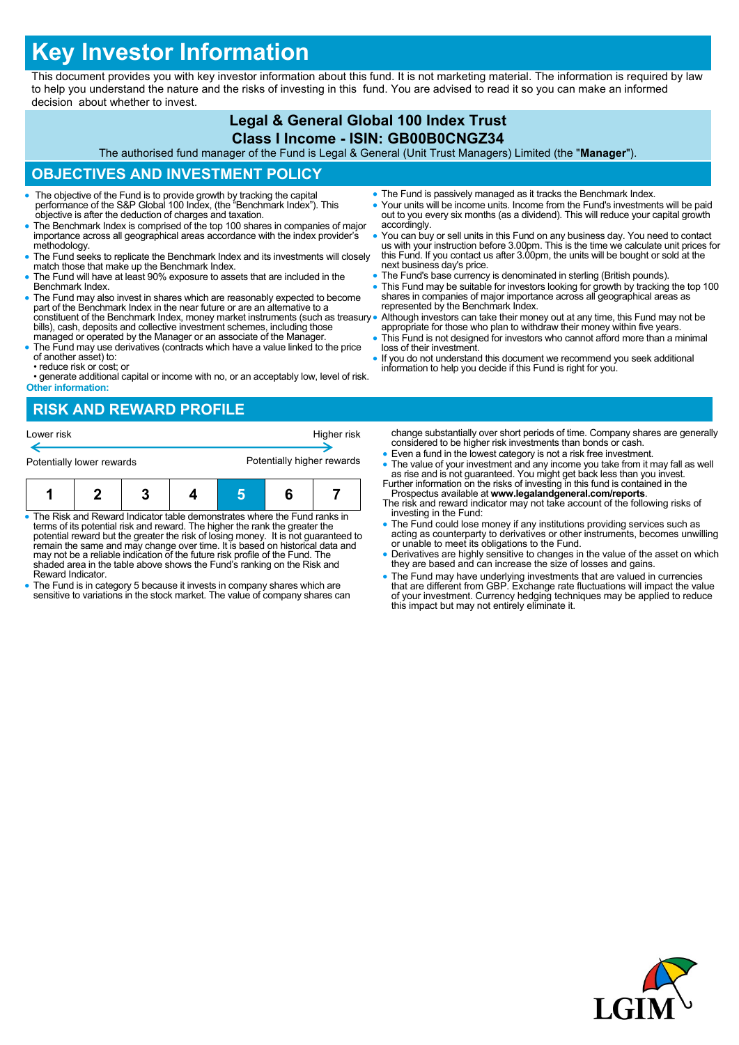# Key Investor Information

This document provides you with key investor information about this fund. It is not marketing material. The information is required by law to help you understand the nature and the risks of investing in this fund. You are advised to read it so you can make an informed decision about whether to invest.

## Legal & General Global 100 Index Trust

## Class I Income - ISIN: GB00B0CNGZ34

The authorised fund manager of the Fund is Legal & General (Unit Trust Managers) Limited (the "**Manager**").

## OBJECTIVES AND INVESTMENT POLICY

- The objective of the Fund is to provide growth by tracking the capital performance of the S&P Global 100 Index, (the "Benchmark Index"). This objective is after the deduction of charges and taxation.
- The Benchmark Index is comprised of the top 100 shares in companies of major importance across all geographical areas accordance with the index provider's methodology.
- The Fund seeks to replicate the Benchmark Index and its investments will closely match those that make up the Benchmark Index.
- The Fund will have at least 90% exposure to assets that are included in the Benchmark Index.
- The Fund may also invest in shares which are reasonably expected to become part of the Benchmark Index in the near future or are an alternative to a constituent of the Benchmark Index, money market instruments (such as treasury bills), cash, deposits and collective investment schemes, including those managed or operated by the Manager or an associate of the Manager.
- The Fund may use derivatives (contracts which have a value linked to the price of another asset) to:
  • reduce risk or cost; or
  • generate additional capital or income with no, or an acceptably low, level of risk.

**Other information:**

- The Fund is passively managed as it tracks the Benchmark Index.
- Your units will be income units. Income from the Fund's investments will be paid out to you every six months (as a dividend). This will reduce your capital growth accordingly.
- You can buy or sell units in this Fund on any business day. You need to contact us with your instruction before 3.00pm. This is the time we calculate unit prices for this Fund. If you contact us after 3.00pm, the units will be bought or sold at the next business day's price.
- The Fund's base currency is denominated in sterling (British pounds).
- This Fund may be suitable for investors looking for growth by tracking the top 100 shares in companies of major importance across all geographical areas as represented by the Benchmark Index.
- Although investors can take their money out at any time, this Fund may not be appropriate for those who plan to withdraw their money within five years.
- This Fund is not designed for investors who cannot afford more than a minimal loss of their investment.
- If you do not understand this document we recommend you seek additional information to help you decide if this Fund is right for you.

## RISK AND REWARD PROFILE

Lower risk — Higher risk

Potentially lower rewards — Potentially higher rewards

| 1 | 2 | 3 | 4 | **5** | 6 | 7 |
|---|---|---|---|---|---|---|

- The Risk and Reward Indicator table demonstrates where the Fund ranks in terms of its potential risk and reward. The higher the rank the greater the potential reward but the greater the risk of losing money. It is not guaranteed to remain the same and may change over time. It is based on historical data and may not be a reliable indication of the future risk profile of the Fund. The shaded area in the table above shows the Fund's ranking on the Risk and Reward Indicator.
- The Fund is in category 5 because it invests in company shares which are sensitive to variations in the stock market. The value of company shares can change substantially over short periods of time. Company shares are generally considered to be higher risk investments than bonds or cash.
- Even a fund in the lowest category is not a risk free investment.
- The value of your investment and any income you take from it may fall as well as rise and is not guaranteed. You might get back less than you invest.

Further information on the risks of investing in this fund is contained in the Prospectus available at **www.legalandgeneral.com/reports**.

The risk and reward indicator may not take account of the following risks of investing in the Fund:

- The Fund could lose money if any institutions providing services such as acting as counterparty to derivatives or other instruments, becomes unwilling or unable to meet its obligations to the Fund.
- Derivatives are highly sensitive to changes in the value of the asset on which they are based and can increase the size of losses and gains.
- The Fund may have underlying investments that are valued in currencies that are different from GBP. Exchange rate fluctuations will impact the value of your investment. Currency hedging techniques may be applied to reduce this impact but may not entirely eliminate it.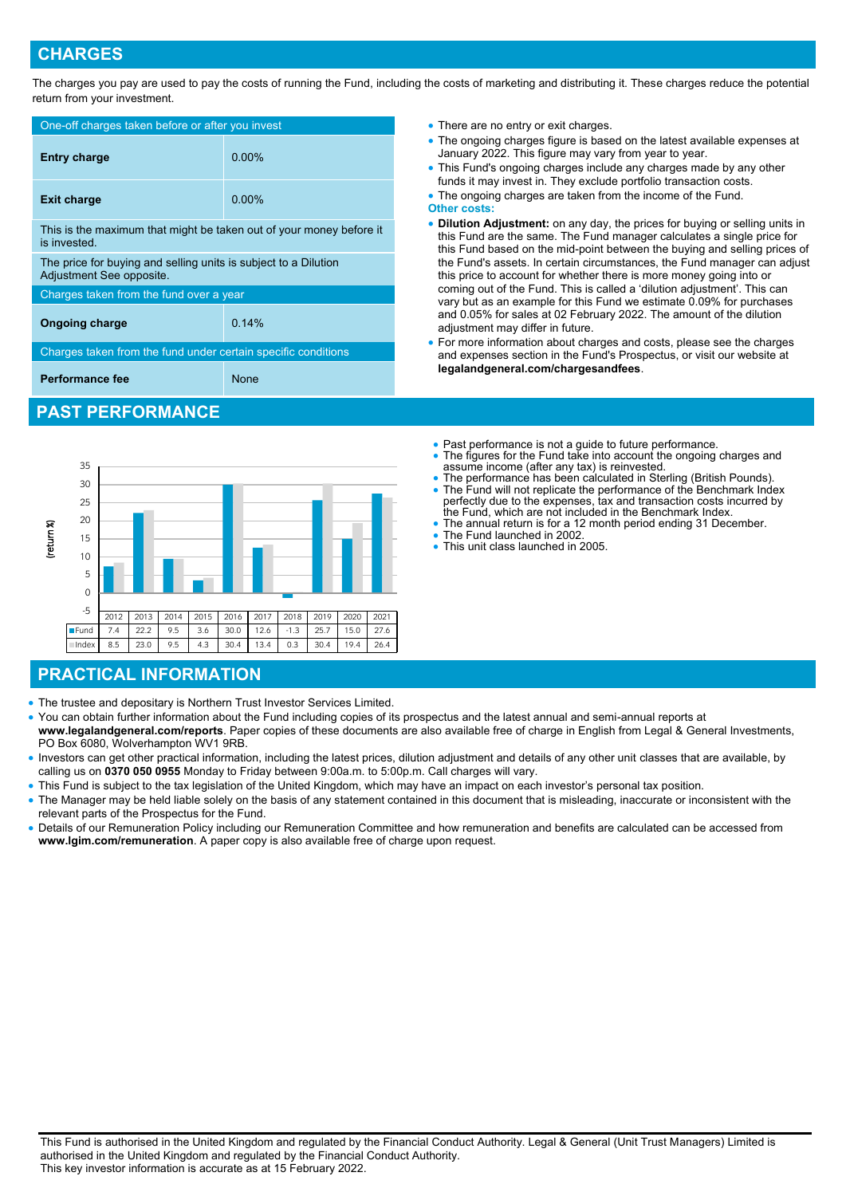## CHARGES

The charges you pay are used to pay the costs of running the Fund, including the costs of marketing and distributing it. These charges reduce the potential return from your investment.

| One-off charges taken before or after you invest | |
|---|---|
| **Entry charge** | 0.00% |
| **Exit charge** | 0.00% |
| This is the maximum that might be taken out of your money before it is invested. | |
| The price for buying and selling units is subject to a Dilution Adjustment See opposite. | |
| **Charges taken from the fund over a year** | |
| **Ongoing charge** | 0.14% |
| **Charges taken from the fund under certain specific conditions** | |
| **Performance fee** | None |

- There are no entry or exit charges.
- The ongoing charges figure is based on the latest available expenses at January 2022. This figure may vary from year to year.
- This Fund's ongoing charges include any charges made by any other funds it may invest in. They exclude portfolio transaction costs.
- The ongoing charges are taken from the income of the Fund.

**Other costs:**

- **Dilution Adjustment:** on any day, the prices for buying or selling units in this Fund are the same. The Fund manager calculates a single price for this Fund based on the mid-point between the buying and selling prices of the Fund's assets. In certain circumstances, the Fund manager can adjust this price to account for whether there is more money going into or coming out of the Fund. This is called a 'dilution adjustment'. This can vary but as an example for this Fund we estimate 0.09% for purchases and 0.05% for sales at 02 February 2022. The amount of the dilution adjustment may differ in future.
- For more information about charges and costs, please see the charges and expenses section in the Fund's Prospectus, or visit our website at **legalandgeneral.com/chargesandfees**.

## PAST PERFORMANCE

(return %)

35
30
25
20
15
10
5
0
-5

2012 2013 2014 2015 2016 2017 2018 2019 2020 2021

Fund 7.4 22.2 9.5 3.6 30.0 12.6 -1.3 25.7 15.0 27.6

Index 8.5 23.0 9.5 4.3 30.4 13.4 0.3 30.4 19.4 26.4

- Past performance is not a guide to future performance.
- The figures for the Fund take into account the ongoing charges and assume income (after any tax) is reinvested.
- The performance has been calculated in Sterling (British Pounds).
- The Fund will not replicate the performance of the Benchmark Index perfectly due to the expenses, tax and transaction costs incurred by the Fund, which are not included in the Benchmark Index.
- The annual return is for a 12 month period ending 31 December.
- The Fund launched in 2002.
- This unit class launched in 2005.

## PRACTICAL INFORMATION

- The trustee and depositary is Northern Trust Investor Services Limited.
- You can obtain further information about the Fund including copies of its prospectus and the latest annual and semi-annual reports at **www.legalandgeneral.com/reports**. Paper copies of these documents are also available free of charge in English from Legal & General Investments, PO Box 6080, Wolverhampton WV1 9RB.
- Investors can get other practical information, including the latest prices, dilution adjustment and details of any other unit classes that are available, by calling us on **0370 050 0955** Monday to Friday between 9:00a.m. to 5:00p.m. Call charges will vary.
- This Fund is subject to the tax legislation of the United Kingdom, which may have an impact on each investor's personal tax position.
- The Manager may be held liable solely on the basis of any statement contained in this document that is misleading, inaccurate or inconsistent with the relevant parts of the Prospectus for the Fund.
- Details of our Remuneration Policy including our Remuneration Committee and how remuneration and benefits are calculated can be accessed from **www.lgim.com/remuneration**. A paper copy is also available free of charge upon request.

This Fund is authorised in the United Kingdom and regulated by the Financial Conduct Authority. Legal & General (Unit Trust Managers) Limited is authorised in the United Kingdom and regulated by the Financial Conduct Authority.
This key investor information is accurate as at 15 February 2022.